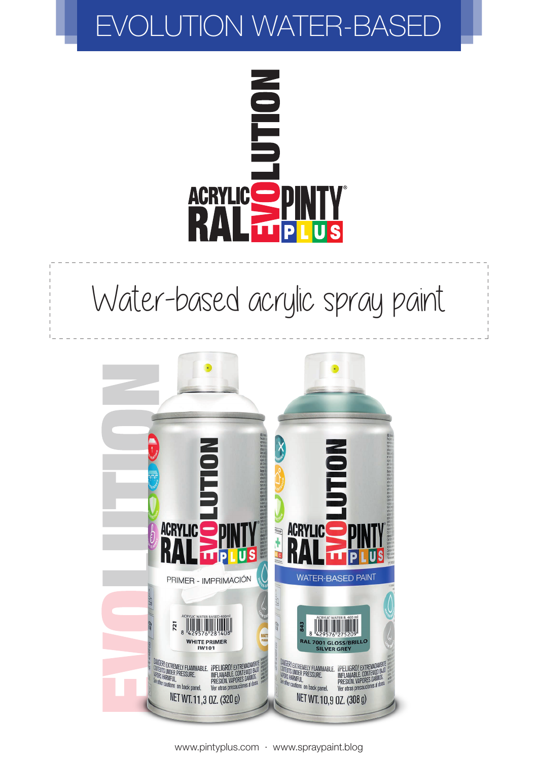# EVOLUTION WATER-BASED

ACRYLIC RAL EVOLUTION PINTY PLUS

## Water-based acrylic spray paint

www.pintyplus.com · www.spraypaint.blog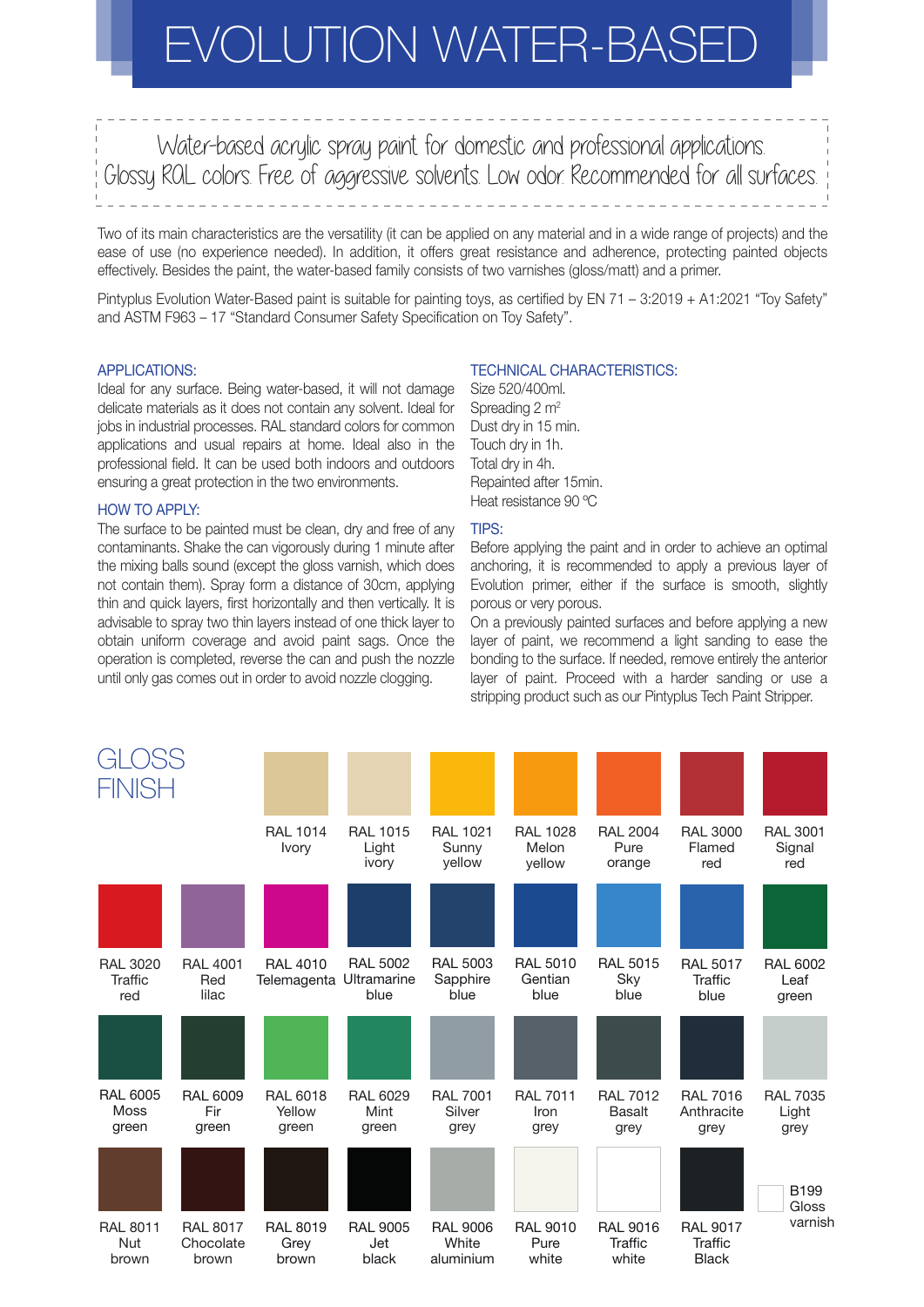# EVOLUTION WATER-BASED

Water-based acrylic spray paint for domestic and professional applications.
Glossy RAL colors. Free of aggressive solvents. Low odor. Recommended for all surfaces.

Two of its main characteristics are the versatility (it can be applied on any material and in a wide range of projects) and the ease of use (no experience needed). In addition, it offers great resistance and adherence, protecting painted objects effectively. Besides the paint, the water-based family consists of two varnishes (gloss/matt) and a primer.

Pintyplus Evolution Water-Based paint is suitable for painting toys, as certified by EN 71 – 3:2019 + A1:2021 "Toy Safety" and ASTM F963 – 17 "Standard Consumer Safety Specification on Toy Safety".

## APPLICATIONS:

Ideal for any surface. Being water-based, it will not damage delicate materials as it does not contain any solvent. Ideal for jobs in industrial processes. RAL standard colors for common applications and usual repairs at home. Ideal also in the professional field. It can be used both indoors and outdoors ensuring a great protection in the two environments.

## HOW TO APPLY:

The surface to be painted must be clean, dry and free of any contaminants. Shake the can vigorously during 1 minute after the mixing balls sound (except the gloss varnish, which does not contain them). Spray form a distance of 30cm, applying thin and quick layers, first horizontally and then vertically. It is advisable to spray two thin layers instead of one thick layer to obtain uniform coverage and avoid paint sags. Once the operation is completed, reverse the can and push the nozzle until only gas comes out in order to avoid nozzle clogging.

## TECHNICAL CHARACTERISTICS:

Size 520/400ml.
Spreading 2 m$^2$
Dust dry in 15 min.
Touch dry in 1h.
Total dry in 4h.
Repainted after 15min.
Heat resistance 90 ºC

## TIPS:

Before applying the paint and in order to achieve an optimal anchoring, it is recommended to apply a previous layer of Evolution primer, either if the surface is smooth, slightly porous or very porous.

On a previously painted surfaces and before applying a new layer of paint, we recommend a light sanding to ease the bonding to the surface. If needed, remove entirely the anterior layer of paint. Proceed with a harder sanding or use a stripping product such as our Pintyplus Tech Paint Stripper.

## GLOSS FINISH

- RAL 1014 Ivory
- RAL 1015 Light ivory
- RAL 1021 Sunny yellow
- RAL 1028 Melon yellow
- RAL 2004 Pure orange
- RAL 3000 Flamed red
- RAL 3001 Signal red
- RAL 3020 Traffic red
- RAL 4001 Red lilac
- RAL 4010 Telemagenta
- RAL 5002 Ultramarine blue
- RAL 5003 Sapphire blue
- RAL 5010 Gentian blue
- RAL 5015 Sky blue
- RAL 5017 Traffic blue
- RAL 6002 Leaf green
- RAL 6005 Moss green
- RAL 6009 Fir green
- RAL 6018 Yellow green
- RAL 6029 Mint green
- RAL 7001 Silver grey
- RAL 7011 Iron grey
- RAL 7012 Basalt grey
- RAL 7016 Anthracite grey
- RAL 7035 Light grey
- RAL 8011 Nut brown
- RAL 8017 Chocolate brown
- RAL 8019 Grey brown
- RAL 9005 Jet black
- RAL 9006 White aluminium
- RAL 9010 Pure white
- RAL 9016 Traffic white
- RAL 9017 Traffic Black
- B199 Gloss varnish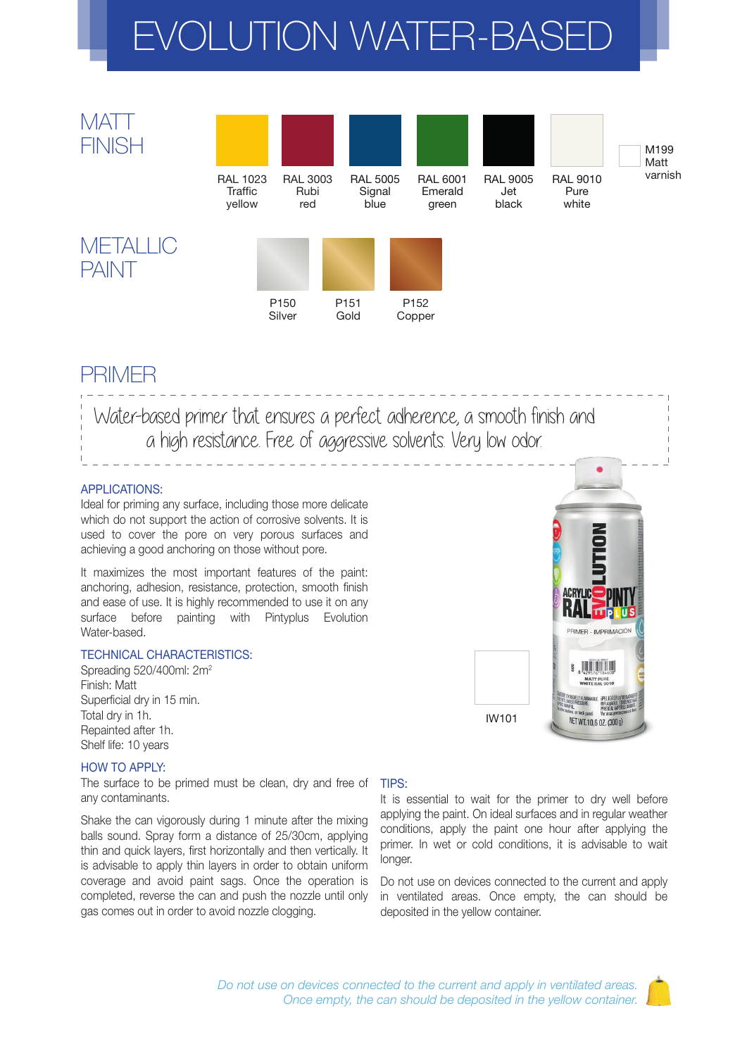# EVOLUTION WATER-BASED

## MATT FINISH

RAL 1023 Traffic yellow

RAL 3003 Rubi red

RAL 5005 Signal blue

RAL 6001 Emerald green

RAL 9005 Jet black

RAL 9010 Pure white

M199 Matt varnish

## METALLIC PAINT

P150 Silver

P151 Gold

P152 Copper

## PRIMER

*Water-based primer that ensures a perfect adherence, a smooth finish and a high resistance. Free of aggressive solvents. Very low odor.*

### APPLICATIONS:

Ideal for priming any surface, including those more delicate which do not support the action of corrosive solvents. It is used to cover the pore on very porous surfaces and achieving a good anchoring on those without pore.

It maximizes the most important features of the paint: anchoring, adhesion, resistance, protection, smooth finish and ease of use. It is highly recommended to use it on any surface before painting with Pintyplus Evolution Water-based.

### TECHNICAL CHARACTERISTICS:

Spreading 520/400ml: 2m$^2$
Finish: Matt
Superficial dry in 15 min.
Total dry in 1h.
Repainted after 1h.
Shelf life: 10 years

IW101

### HOW TO APPLY:

The surface to be primed must be clean, dry and free of any contaminants.

Shake the can vigorously during 1 minute after the mixing balls sound. Spray form a distance of 25/30cm, applying thin and quick layers, first horizontally and then vertically. It is advisable to apply thin layers in order to obtain uniform coverage and avoid paint sags. Once the operation is completed, reverse the can and push the nozzle until only gas comes out in order to avoid nozzle clogging.

### TIPS:

It is essential to wait for the primer to dry well before applying the paint. On ideal surfaces and in regular weather conditions, apply the paint one hour after applying the primer. In wet or cold conditions, it is advisable to wait longer.

Do not use on devices connected to the current and apply in ventilated areas. Once empty, the can should be deposited in the yellow container.

*Do not use on devices connected to the current and apply in ventilated areas. Once empty, the can should be deposited in the yellow container.*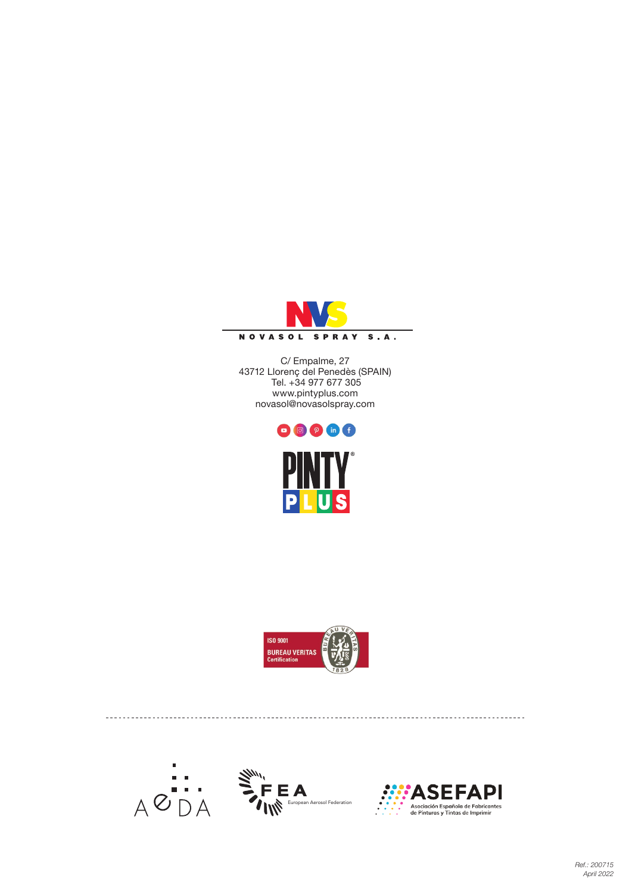NOVASOL SPRAY S.A.

C/ Empalme, 27
43712 Llorenç del Penedès (SPAIN)
Tel. +34 977 677 305
www.pintyplus.com
novasol@novasolspray.com

PINTY® PLUS

ISO 9001
BUREAU VERITAS
Certification

AEDA

FEA
European Aerosol Federation

ASEFAPI
Asociación Española de Fabricantes de Pinturas y Tintas de Imprimir

*Ref.: 200715*
*April 2022*